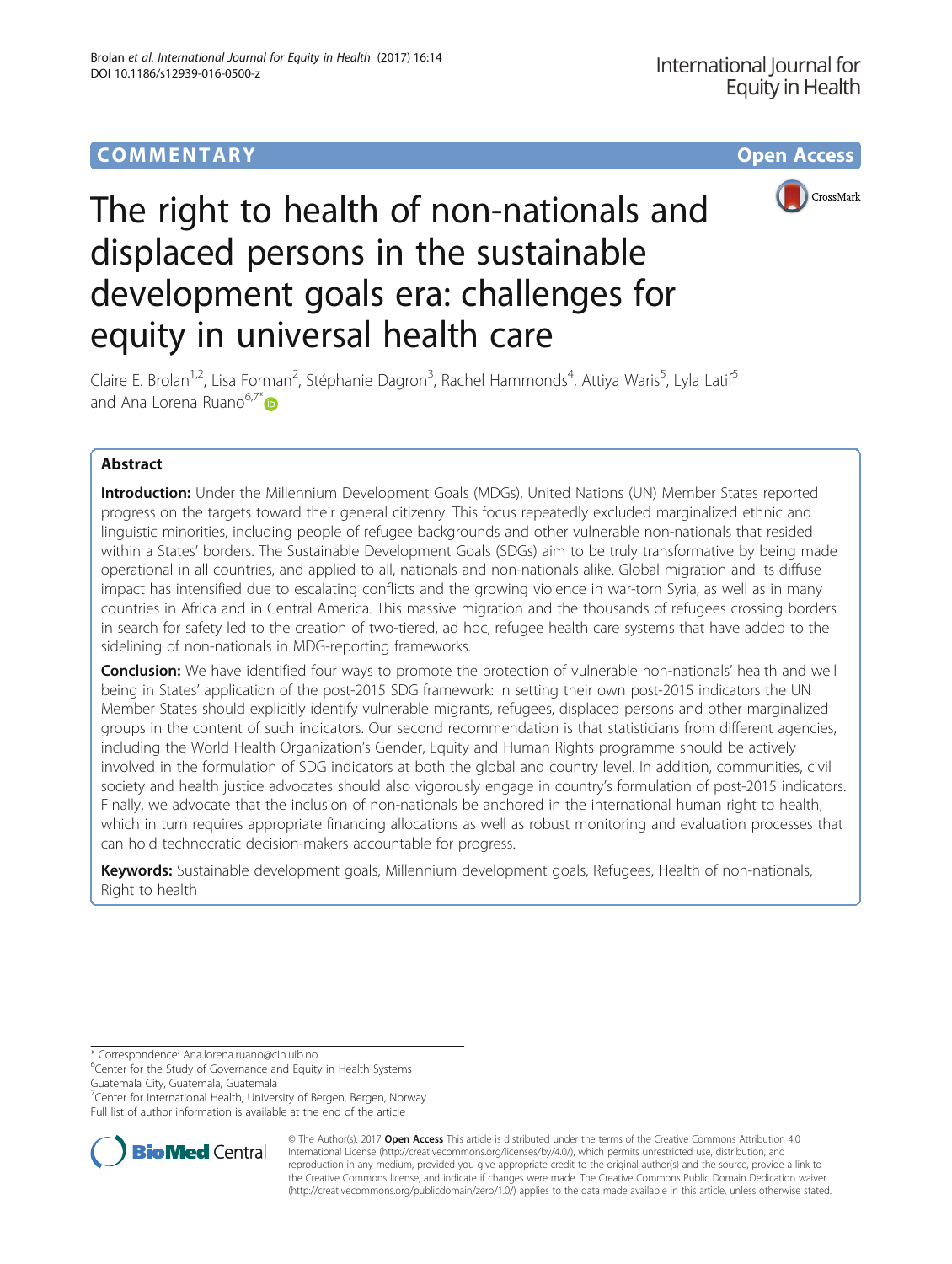COMMENTARY

Open Access

# The right to health of non-nationals and displaced persons in the sustainable development goals era: challenges for equity in universal health care

Claire E. Brolan[1,2], Lisa Forman[2], Stéphanie Dagron[3], Rachel Hammonds[4], Attiya Waris[5], Lyla Latif[5] and Ana Lorena Ruano[6,7*]

## Abstract

**Introduction:** Under the Millennium Development Goals (MDGs), United Nations (UN) Member States reported progress on the targets toward their general citizenry. This focus repeatedly excluded marginalized ethnic and linguistic minorities, including people of refugee backgrounds and other vulnerable non-nationals that resided within a States' borders. The Sustainable Development Goals (SDGs) aim to be truly transformative by being made operational in all countries, and applied to all, nationals and non-nationals alike. Global migration and its diffuse impact has intensified due to escalating conflicts and the growing violence in war-torn Syria, as well as in many countries in Africa and in Central America. This massive migration and the thousands of refugees crossing borders in search for safety led to the creation of two-tiered, ad hoc, refugee health care systems that have added to the sidelining of non-nationals in MDG-reporting frameworks.

**Conclusion:** We have identified four ways to promote the protection of vulnerable non-nationals' health and well being in States' application of the post-2015 SDG framework: In setting their own post-2015 indicators the UN Member States should explicitly identify vulnerable migrants, refugees, displaced persons and other marginalized groups in the content of such indicators. Our second recommendation is that statisticians from different agencies, including the World Health Organization's Gender, Equity and Human Rights programme should be actively involved in the formulation of SDG indicators at both the global and country level. In addition, communities, civil society and health justice advocates should also vigorously engage in country's formulation of post-2015 indicators. Finally, we advocate that the inclusion of non-nationals be anchored in the international human right to health, which in turn requires appropriate financing allocations as well as robust monitoring and evaluation processes that can hold technocratic decision-makers accountable for progress.

**Keywords:** Sustainable development goals, Millennium development goals, Refugees, Health of non-nationals, Right to health

---

\* Correspondence: Ana.lorena.ruano@cih.uib.no

[6] Center for the Study of Governance and Equity in Health Systems Guatemala City, Guatemala, Guatemala

[7] Center for International Health, University of Bergen, Bergen, Norway

Full list of author information is available at the end of the article

© The Author(s). 2017 **Open Access** This article is distributed under the terms of the Creative Commons Attribution 4.0 International License (http://creativecommons.org/licenses/by/4.0/), which permits unrestricted use, distribution, and reproduction in any medium, provided you give appropriate credit to the original author(s) and the source, provide a link to the Creative Commons license, and indicate if changes were made. The Creative Commons Public Domain Dedication waiver (http://creativecommons.org/publicdomain/zero/1.0/) applies to the data made available in this article, unless otherwise stated.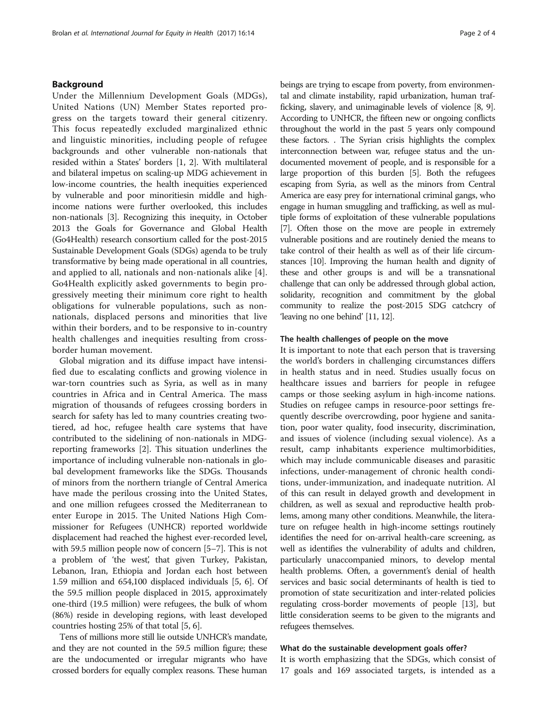## Background

Under the Millennium Development Goals (MDGs), United Nations (UN) Member States reported progress on the targets toward their general citizenry. This focus repeatedly excluded marginalized ethnic and linguistic minorities, including people of refugee backgrounds and other vulnerable non-nationals that resided within a States' borders [1, 2]. With multilateral and bilateral impetus on scaling-up MDG achievement in low-income countries, the health inequities experienced by vulnerable and poor minoritiesin middle and high-income nations were further overlooked, this includes non-nationals [3]. Recognizing this inequity, in October 2013 the Goals for Governance and Global Health (Go4Health) research consortium called for the post-2015 Sustainable Development Goals (SDGs) agenda to be truly transformative by being made operational in all countries, and applied to all, nationals and non-nationals alike [4]. Go4Health explicitly asked governments to begin progressively meeting their minimum core right to health obligations for vulnerable populations, such as non-nationals, displaced persons and minorities that live within their borders, and to be responsive to in-country health challenges and inequities resulting from cross-border human movement.

Global migration and its diffuse impact have intensified due to escalating conflicts and growing violence in war-torn countries such as Syria, as well as in many countries in Africa and in Central America. The mass migration of thousands of refugees crossing borders in search for safety has led to many countries creating two-tiered, ad hoc, refugee health care systems that have contributed to the sidelining of non-nationals in MDG-reporting frameworks [2]. This situation underlines the importance of including vulnerable non-nationals in global development frameworks like the SDGs. Thousands of minors from the northern triangle of Central America have made the perilous crossing into the United States, and one million refugees crossed the Mediterranean to enter Europe in 2015. The United Nations High Commissioner for Refugees (UNHCR) reported worldwide displacement had reached the highest ever-recorded level, with 59.5 million people now of concern [5–7]. This is not a problem of 'the west', that given Turkey, Pakistan, Lebanon, Iran, Ethiopia and Jordan each host between 1.59 million and 654,100 displaced individuals [5, 6]. Of the 59.5 million people displaced in 2015, approximately one-third (19.5 million) were refugees, the bulk of whom (86%) reside in developing regions, with least developed countries hosting 25% of that total [5, 6].

Tens of millions more still lie outside UNHCR's mandate, and they are not counted in the 59.5 million figure; these are the undocumented or irregular migrants who have crossed borders for equally complex reasons. These human beings are trying to escape from poverty, from environmental and climate instability, rapid urbanization, human trafficking, slavery, and unimaginable levels of violence [8, 9]. According to UNHCR, the fifteen new or ongoing conflicts throughout the world in the past 5 years only compound these factors. . The Syrian crisis highlights the complex interconnection between war, refugee status and the undocumented movement of people, and is responsible for a large proportion of this burden [5]. Both the refugees escaping from Syria, as well as the minors from Central America are easy prey for international criminal gangs, who engage in human smuggling and trafficking, as well as multiple forms of exploitation of these vulnerable populations [7]. Often those on the move are people in extremely vulnerable positions and are routinely denied the means to take control of their health as well as of their life circumstances [10]. Improving the human health and dignity of these and other groups is and will be a transnational challenge that can only be addressed through global action, solidarity, recognition and commitment by the global community to realize the post-2015 SDG catchcry of 'leaving no one behind' [11, 12].

### The health challenges of people on the move

It is important to note that each person that is traversing the world's borders in challenging circumstances differs in health status and in need. Studies usually focus on healthcare issues and barriers for people in refugee camps or those seeking asylum in high-income nations. Studies on refugee camps in resource-poor settings frequently describe overcrowding, poor hygiene and sanitation, poor water quality, food insecurity, discrimination, and issues of violence (including sexual violence). As a result, camp inhabitants experience multimorbidities, which may include communicable diseases and parasitic infections, under-management of chronic health conditions, under-immunization, and inadequate nutrition. Al of this can result in delayed growth and development in children, as well as sexual and reproductive health problems, among many other conditions. Meanwhile, the literature on refugee health in high-income settings routinely identifies the need for on-arrival health-care screening, as well as identifies the vulnerability of adults and children, particularly unaccompanied minors, to develop mental health problems. Often, a government's denial of health services and basic social determinants of health is tied to promotion of state securitization and inter-related policies regulating cross-border movements of people [13], but little consideration seems to be given to the migrants and refugees themselves.

### What do the sustainable development goals offer?

It is worth emphasizing that the SDGs, which consist of 17 goals and 169 associated targets, is intended as a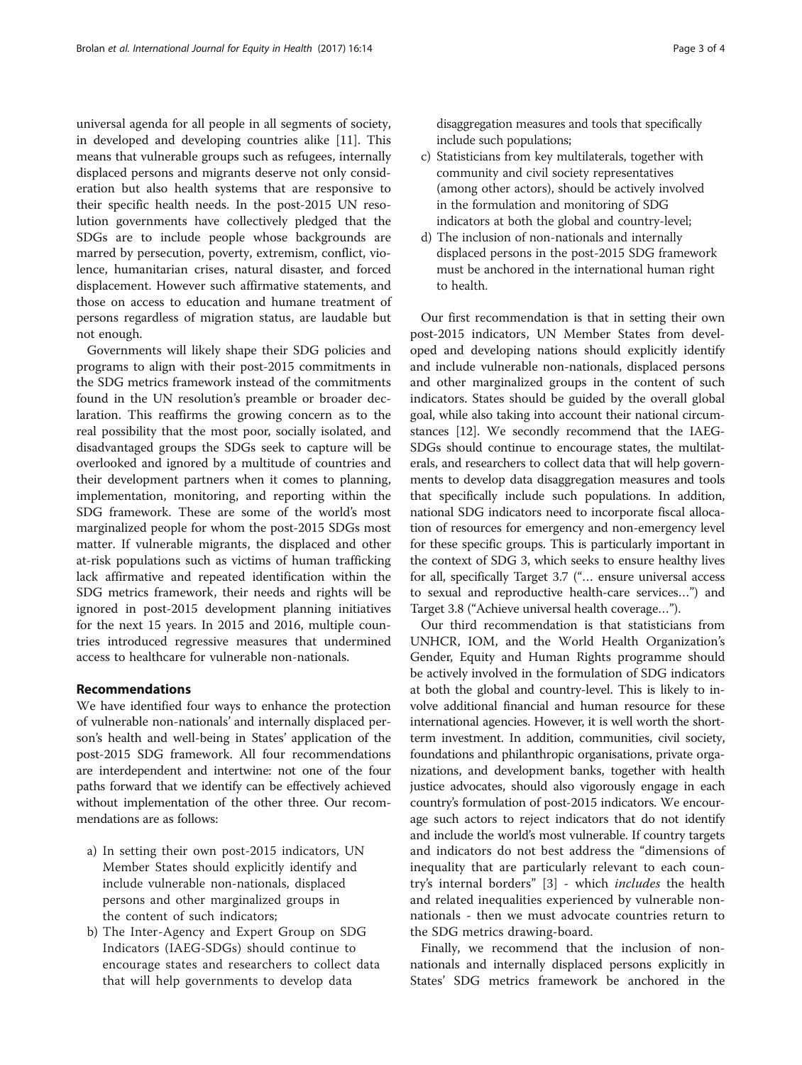universal agenda for all people in all segments of society, in developed and developing countries alike [11]. This means that vulnerable groups such as refugees, internally displaced persons and migrants deserve not only consideration but also health systems that are responsive to their specific health needs. In the post-2015 UN resolution governments have collectively pledged that the SDGs are to include people whose backgrounds are marred by persecution, poverty, extremism, conflict, violence, humanitarian crises, natural disaster, and forced displacement. However such affirmative statements, and those on access to education and humane treatment of persons regardless of migration status, are laudable but not enough.

Governments will likely shape their SDG policies and programs to align with their post-2015 commitments in the SDG metrics framework instead of the commitments found in the UN resolution's preamble or broader declaration. This reaffirms the growing concern as to the real possibility that the most poor, socially isolated, and disadvantaged groups the SDGs seek to capture will be overlooked and ignored by a multitude of countries and their development partners when it comes to planning, implementation, monitoring, and reporting within the SDG framework. These are some of the world's most marginalized people for whom the post-2015 SDGs most matter. If vulnerable migrants, the displaced and other at-risk populations such as victims of human trafficking lack affirmative and repeated identification within the SDG metrics framework, their needs and rights will be ignored in post-2015 development planning initiatives for the next 15 years. In 2015 and 2016, multiple countries introduced regressive measures that undermined access to healthcare for vulnerable non-nationals.

## Recommendations

We have identified four ways to enhance the protection of vulnerable non-nationals' and internally displaced person's health and well-being in States' application of the post-2015 SDG framework. All four recommendations are interdependent and intertwine: not one of the four paths forward that we identify can be effectively achieved without implementation of the other three. Our recommendations are as follows:

a) In setting their own post-2015 indicators, UN Member States should explicitly identify and include vulnerable non-nationals, displaced persons and other marginalized groups in the content of such indicators;
b) The Inter-Agency and Expert Group on SDG Indicators (IAEG-SDGs) should continue to encourage states and researchers to collect data that will help governments to develop data disaggregation measures and tools that specifically include such populations;
c) Statisticians from key multilaterals, together with community and civil society representatives (among other actors), should be actively involved in the formulation and monitoring of SDG indicators at both the global and country-level;
d) The inclusion of non-nationals and internally displaced persons in the post-2015 SDG framework must be anchored in the international human right to health.

Our first recommendation is that in setting their own post-2015 indicators, UN Member States from developed and developing nations should explicitly identify and include vulnerable non-nationals, displaced persons and other marginalized groups in the content of such indicators. States should be guided by the overall global goal, while also taking into account their national circumstances [12]. We secondly recommend that the IAEG-SDGs should continue to encourage states, the multilaterals, and researchers to collect data that will help governments to develop data disaggregation measures and tools that specifically include such populations. In addition, national SDG indicators need to incorporate fiscal allocation of resources for emergency and non-emergency level for these specific groups. This is particularly important in the context of SDG 3, which seeks to ensure healthy lives for all, specifically Target 3.7 ("… ensure universal access to sexual and reproductive health-care services…") and Target 3.8 ("Achieve universal health coverage…").

Our third recommendation is that statisticians from UNHCR, IOM, and the World Health Organization's Gender, Equity and Human Rights programme should be actively involved in the formulation of SDG indicators at both the global and country-level. This is likely to involve additional financial and human resource for these international agencies. However, it is well worth the short-term investment. In addition, communities, civil society, foundations and philanthropic organisations, private organizations, and development banks, together with health justice advocates, should also vigorously engage in each country's formulation of post-2015 indicators. We encourage such actors to reject indicators that do not identify and include the world's most vulnerable. If country targets and indicators do not best address the "dimensions of inequality that are particularly relevant to each country's internal borders" [3] - which *includes* the health and related inequalities experienced by vulnerable non-nationals - then we must advocate countries return to the SDG metrics drawing-board.

Finally, we recommend that the inclusion of non-nationals and internally displaced persons explicitly in States' SDG metrics framework be anchored in the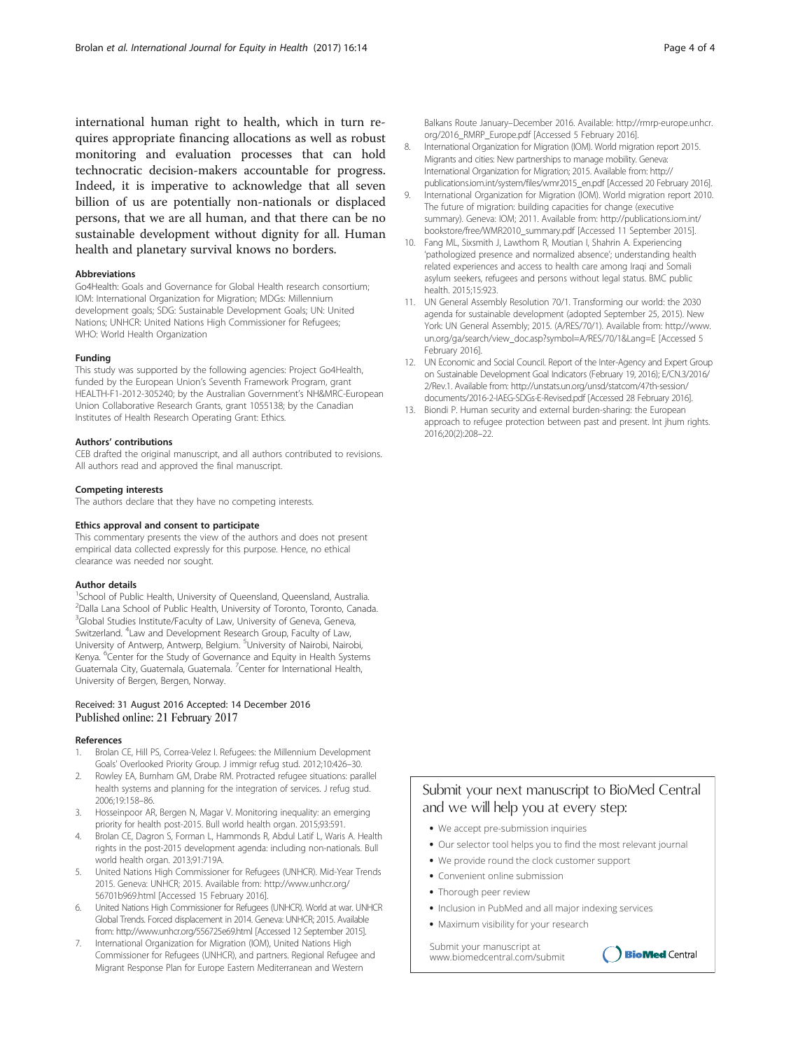international human right to health, which in turn requires appropriate financing allocations as well as robust monitoring and evaluation processes that can hold technocratic decision-makers accountable for progress. Indeed, it is imperative to acknowledge that all seven billion of us are potentially non-nationals or displaced persons, that we are all human, and that there can be no sustainable development without dignity for all. Human health and planetary survival knows no borders.

#### Abbreviations

Go4Health: Goals and Governance for Global Health research consortium; IOM: International Organization for Migration; MDGs: Millennium development goals; SDG: Sustainable Development Goals; UN: United Nations; UNHCR: United Nations High Commissioner for Refugees; WHO: World Health Organization

#### Funding

This study was supported by the following agencies: Project Go4Health, funded by the European Union's Seventh Framework Program, grant HEALTH-F1-2012-305240; by the Australian Government's NH&MRC-European Union Collaborative Research Grants, grant 1055138; by the Canadian Institutes of Health Research Operating Grant: Ethics.

#### Authors' contributions

CEB drafted the original manuscript, and all authors contributed to revisions. All authors read and approved the final manuscript.

#### Competing interests

The authors declare that they have no competing interests.

#### Ethics approval and consent to participate

This commentary presents the view of the authors and does not present empirical data collected expressly for this purpose. Hence, no ethical clearance was needed nor sought.

#### Author details

[1]School of Public Health, University of Queensland, Queensland, Australia. [2]Dalla Lana School of Public Health, University of Toronto, Toronto, Canada. [3]Global Studies Institute/Faculty of Law, University of Geneva, Geneva, Switzerland. [4]Law and Development Research Group, Faculty of Law, University of Antwerp, Antwerp, Belgium. [5]University of Nairobi, Nairobi, Kenya. [6]Center for the Study of Governance and Equity in Health Systems Guatemala City, Guatemala, Guatemala. [7]Center for International Health, University of Bergen, Bergen, Norway.

Received: 31 August 2016 Accepted: 14 December 2016
Published online: 21 February 2017

#### References

1. Brolan CE, Hill PS, Correa-Velez I. Refugees: the Millennium Development Goals' Overlooked Priority Group. J immigr refug stud. 2012;10:426–30.
2. Rowley EA, Burnham GM, Drabe RM. Protracted refugee situations: parallel health systems and planning for the integration of services. J refug stud. 2006;19:158–86.
3. Hosseinpoor AR, Bergen N, Magar V. Monitoring inequality: an emerging priority for health post-2015. Bull world health organ. 2015;93:591.
4. Brolan CE, Dagron S, Forman L, Hammonds R, Abdul Latif L, Waris A. Health rights in the post-2015 development agenda: including non-nationals. Bull world health organ. 2013;91:719A.
5. United Nations High Commissioner for Refugees (UNHCR). Mid-Year Trends 2015. Geneva: UNHCR; 2015. Available from: http://www.unhcr.org/56701b969.html [Accessed 15 February 2016].
6. United Nations High Commissioner for Refugees (UNHCR). World at war. UNHCR Global Trends. Forced displacement in 2014. Geneva: UNHCR; 2015. Available from: http://www.unhcr.org/556725e69.html [Accessed 12 September 2015].
7. International Organization for Migration (IOM), United Nations High Commissioner for Refugees (UNHCR), and partners. Regional Refugee and Migrant Response Plan for Europe Eastern Mediterranean and Western Balkans Route January–December 2016. Available: http://rmrp-europe.unhcr.org/2016_RMRP_Europe.pdf [Accessed 5 February 2016].
8. International Organization for Migration (IOM). World migration report 2015. Migrants and cities: New partnerships to manage mobility. Geneva: International Organization for Migration; 2015. Available from: http://publications.iom.int/system/files/wmr2015_en.pdf [Accessed 20 February 2016].
9. International Organization for Migration (IOM). World migration report 2010. The future of migration: building capacities for change (executive summary). Geneva: IOM; 2011. Available from: http://publications.iom.int/bookstore/free/WMR2010_summary.pdf [Accessed 11 September 2015].
10. Fang ML, Sixsmith J, Lawthom R, Moutian I, Shahrin A. Experiencing 'pathologized presence and normalized absence'; understanding health related experiences and access to health care among Iraqi and Somali asylum seekers, refugees and persons without legal status. BMC public health. 2015;15:923.
11. UN General Assembly Resolution 70/1. Transforming our world: the 2030 agenda for sustainable development (adopted September 25, 2015). New York: UN General Assembly; 2015. (A/RES/70/1). Available from: http://www.un.org/ga/search/view_doc.asp?symbol=A/RES/70/1&Lang=E [Accessed 5 February 2016].
12. UN Economic and Social Council. Report of the Inter-Agency and Expert Group on Sustainable Development Goal Indicators (February 19, 2016); E/CN.3/2016/2/Rev.1. Available from: http://unstats.un.org/unsd/statcom/47th-session/documents/2016-2-IAEG-SDGs-E-Revised.pdf [Accessed 28 February 2016].
13. Biondi P. Human security and external burden-sharing: the European approach to refugee protection between past and present. Int jhum rights. 2016;20(2):208–22.

Submit your next manuscript to BioMed Central and we will help you at every step:

- We accept pre-submission inquiries
- Our selector tool helps you to find the most relevant journal
- We provide round the clock customer support
- Convenient online submission
- Thorough peer review
- Inclusion in PubMed and all major indexing services
- Maximum visibility for your research

Submit your manuscript at
www.biomedcentral.com/submit

BioMed Central